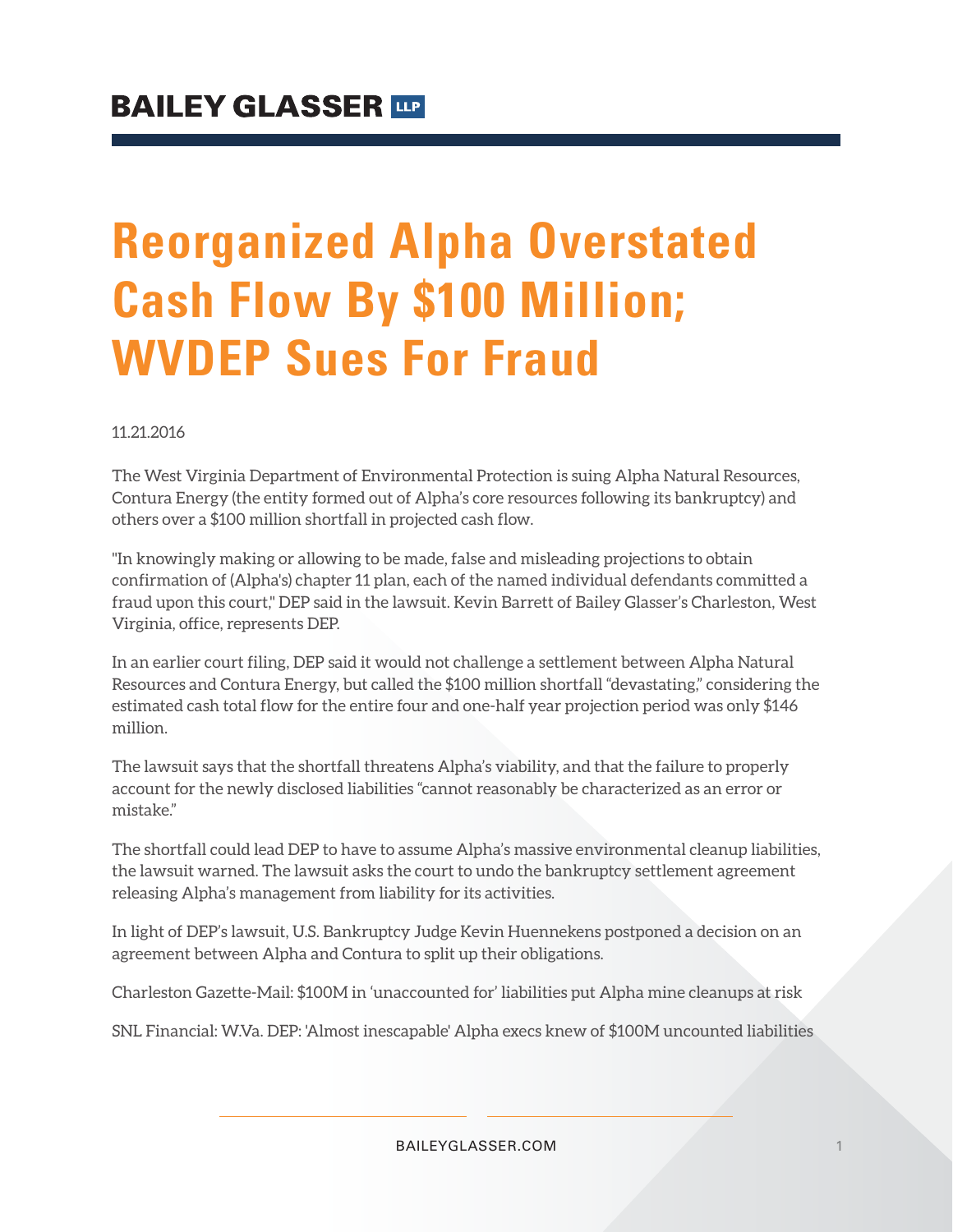# Reorganized Alpha Overstated Cash Flow By $100 Million; WVDEP Sues For Fraud

11.21.2016

The West Virginia Department of Environmental Protection is suing Alpha Natural Resources, Contura Energy (the entity formed out of Alpha's core resources following its bankruptcy) and others over a $100 million shortfall in projected cash flow.

"In knowingly making or allowing to be made, false and misleading projections to obtain confirmation of (Alpha's) chapter 11 plan, each of the named individual defendants committed a fraud upon this court," DEP said in the lawsuit. Kevin Barrett of Bailey Glasser's Charleston, West Virginia, office, represents DEP.

In an earlier court filing, DEP said it would not challenge a settlement between Alpha Natural Resources and Contura Energy, but called the $100 million shortfall "devastating," considering the estimated cash total flow for the entire four and one-half year projection period was only $146 million.

The lawsuit says that the shortfall threatens Alpha's viability, and that the failure to properly account for the newly disclosed liabilities "cannot reasonably be characterized as an error or mistake."

The shortfall could lead DEP to have to assume Alpha's massive environmental cleanup liabilities, the lawsuit warned. The lawsuit asks the court to undo the bankruptcy settlement agreement releasing Alpha's management from liability for its activities.

In light of DEP's lawsuit, U.S. Bankruptcy Judge Kevin Huennekens postponed a decision on an agreement between Alpha and Contura to split up their obligations.

Charleston Gazette-Mail: $100M in 'unaccounted for' liabilities put Alpha mine cleanups at risk

SNL Financial: W.Va. DEP: 'Almost inescapable' Alpha execs knew of $100M uncounted liabilities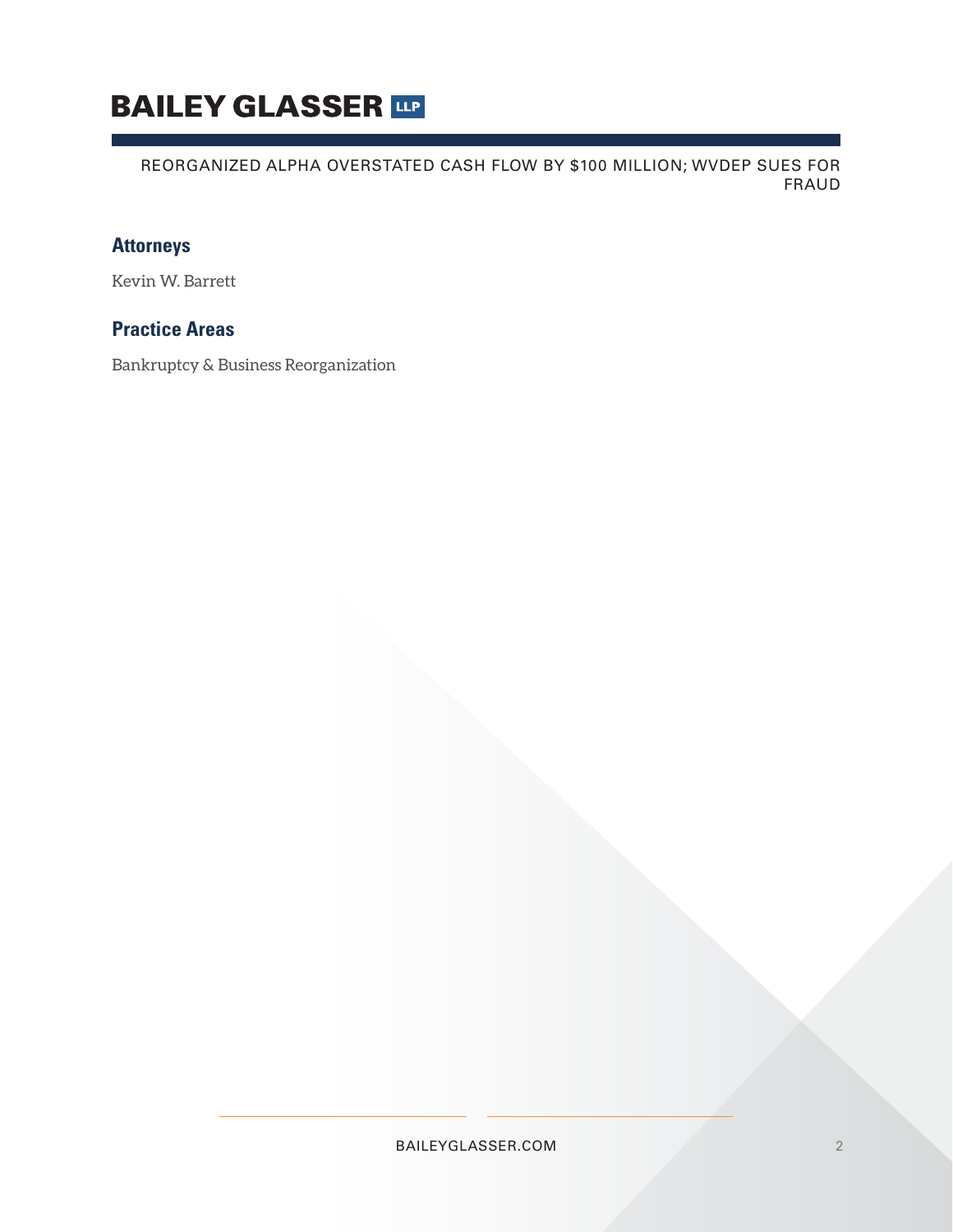## Attorneys

Kevin W. Barrett

## Practice Areas

Bankruptcy & Business Reorganization